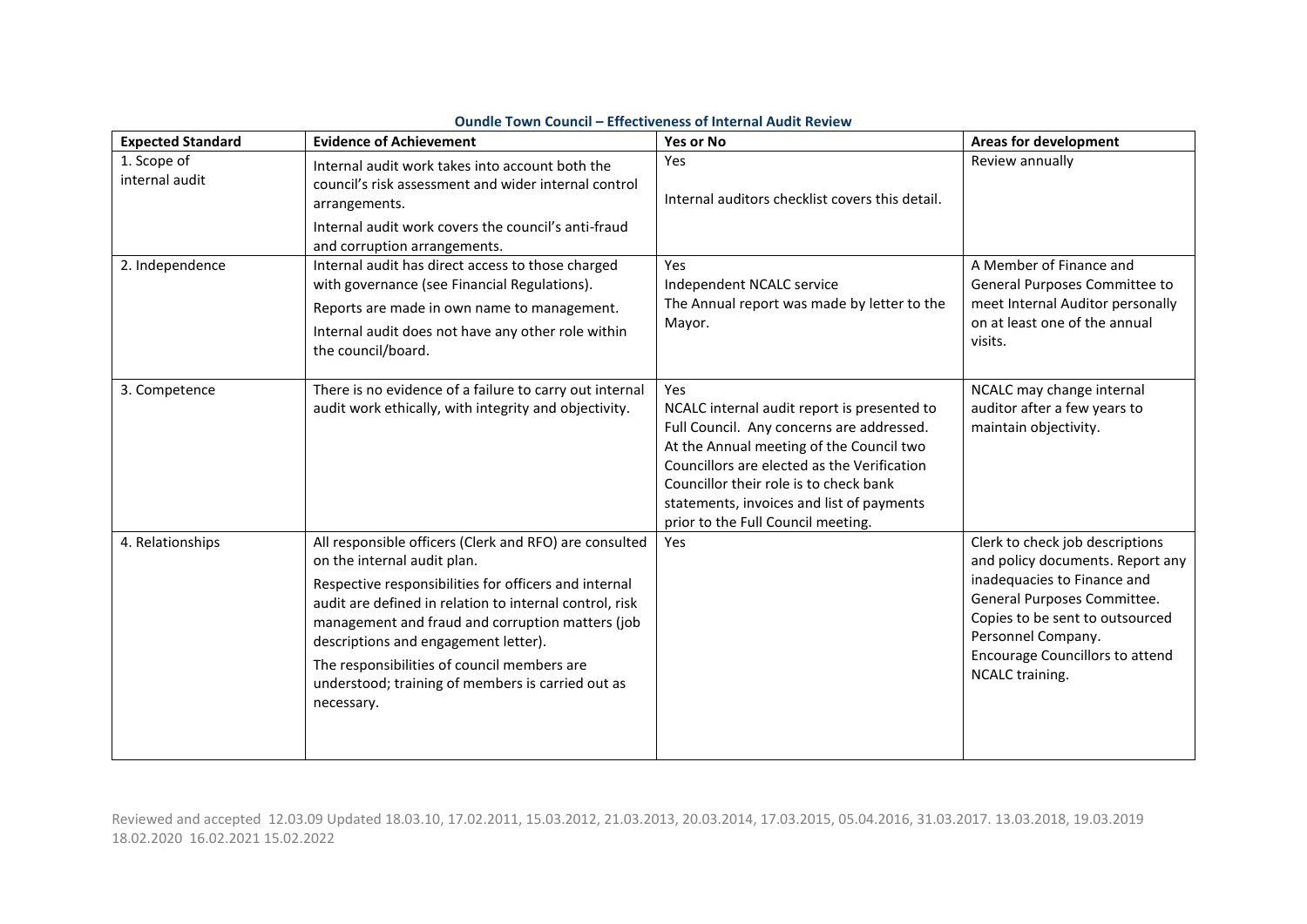**Oundle Town Council – Effectiveness of Internal Audit Review**

| Expected Standard | Evidence of Achievement | Yes or No | Areas for development |
| --- | --- | --- | --- |
| 1. Scope of internal audit | Internal audit work takes into account both the council's risk assessment and wider internal control arrangements.<br>Internal audit work covers the council's anti-fraud and corruption arrangements. | Yes<br><br>Internal auditors checklist covers this detail. | Review annually |
| 2. Independence | Internal audit has direct access to those charged with governance (see Financial Regulations).<br>Reports are made in own name to management.<br>Internal audit does not have any other role within the council/board. | Yes<br>Independent NCALC service<br>The Annual report was made by letter to the Mayor. | A Member of Finance and General Purposes Committee to meet Internal Auditor personally on at least one of the annual visits. |
| 3. Competence | There is no evidence of a failure to carry out internal audit work ethically, with integrity and objectivity. | Yes<br>NCALC internal audit report is presented to Full Council. Any concerns are addressed. At the Annual meeting of the Council two Councillors are elected as the Verification Councillor their role is to check bank statements, invoices and list of payments prior to the Full Council meeting. | NCALC may change internal auditor after a few years to maintain objectivity. |
| 4. Relationships | All responsible officers (Clerk and RFO) are consulted on the internal audit plan.<br>Respective responsibilities for officers and internal audit are defined in relation to internal control, risk management and fraud and corruption matters (job descriptions and engagement letter).<br>The responsibilities of council members are understood; training of members is carried out as necessary. | Yes | Clerk to check job descriptions and policy documents. Report any inadequacies to Finance and General Purposes Committee. Copies to be sent to outsourced Personnel Company.<br>Encourage Councillors to attend NCALC training. |

Reviewed and accepted 12.03.09 Updated 18.03.10, 17.02.2011, 15.03.2012, 21.03.2013, 20.03.2014, 17.03.2015, 05.04.2016, 31.03.2017. 13.03.2018, 19.03.2019 18.02.2020 16.02.2021 15.02.2022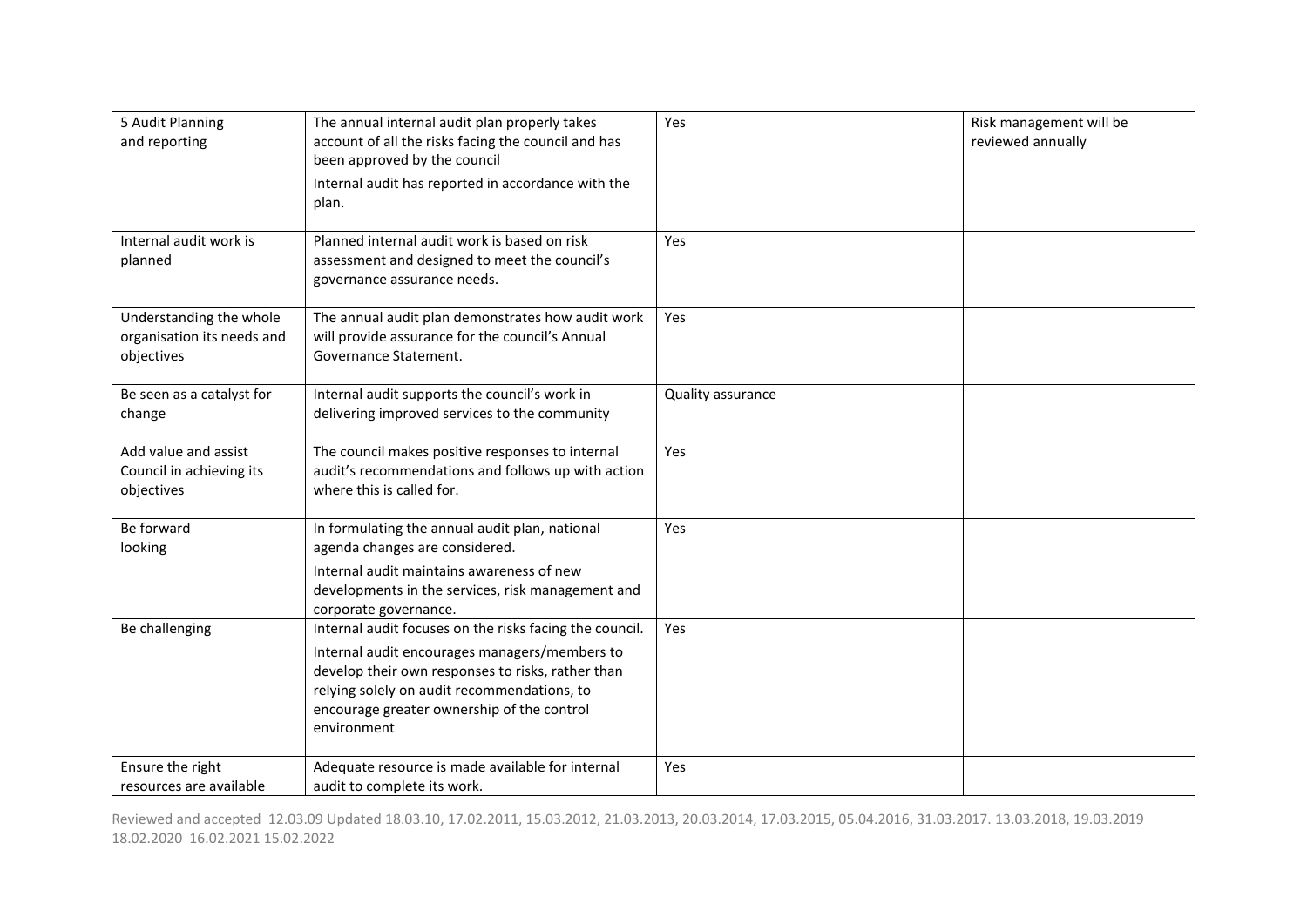| 5 Audit Planning and reporting | The annual internal audit plan properly takes account of all the risks facing the council and has been approved by the council<br>Internal audit has reported in accordance with the plan. | Yes | Risk management will be reviewed annually |
|---|---|---|---|
| Internal audit work is planned | Planned internal audit work is based on risk assessment and designed to meet the council's governance assurance needs. | Yes | |
| Understanding the whole organisation its needs and objectives | The annual audit plan demonstrates how audit work will provide assurance for the council's Annual Governance Statement. | Yes | |
| Be seen as a catalyst for change | Internal audit supports the council's work in delivering improved services to the community | Quality assurance | |
| Add value and assist Council in achieving its objectives | The council makes positive responses to internal audit's recommendations and follows up with action where this is called for. | Yes | |
| Be forward looking | In formulating the annual audit plan, national agenda changes are considered.<br>Internal audit maintains awareness of new developments in the services, risk management and corporate governance. | Yes | |
| Be challenging | Internal audit focuses on the risks facing the council.<br>Internal audit encourages managers/members to develop their own responses to risks, rather than relying solely on audit recommendations, to encourage greater ownership of the control environment | Yes | |
| Ensure the right resources are available | Adequate resource is made available for internal audit to complete its work. | Yes | |

Reviewed and accepted 12.03.09 Updated 18.03.10, 17.02.2011, 15.03.2012, 21.03.2013, 20.03.2014, 17.03.2015, 05.04.2016, 31.03.2017. 13.03.2018, 19.03.2019 18.02.2020 16.02.2021 15.02.2022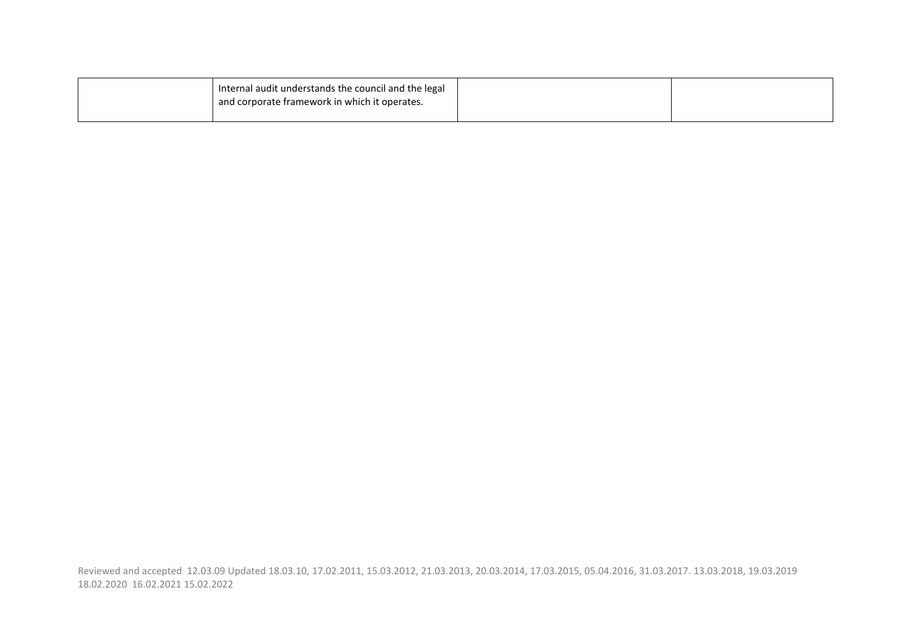| | | | |
|---|---|---|---|
| | Internal audit understands the council and the legal and corporate framework in which it operates. | | |

Reviewed and accepted 12.03.09 Updated 18.03.10, 17.02.2011, 15.03.2012, 21.03.2013, 20.03.2014, 17.03.2015, 05.04.2016, 31.03.2017. 13.03.2018, 19.03.2019 18.02.2020 16.02.2021 15.02.2022